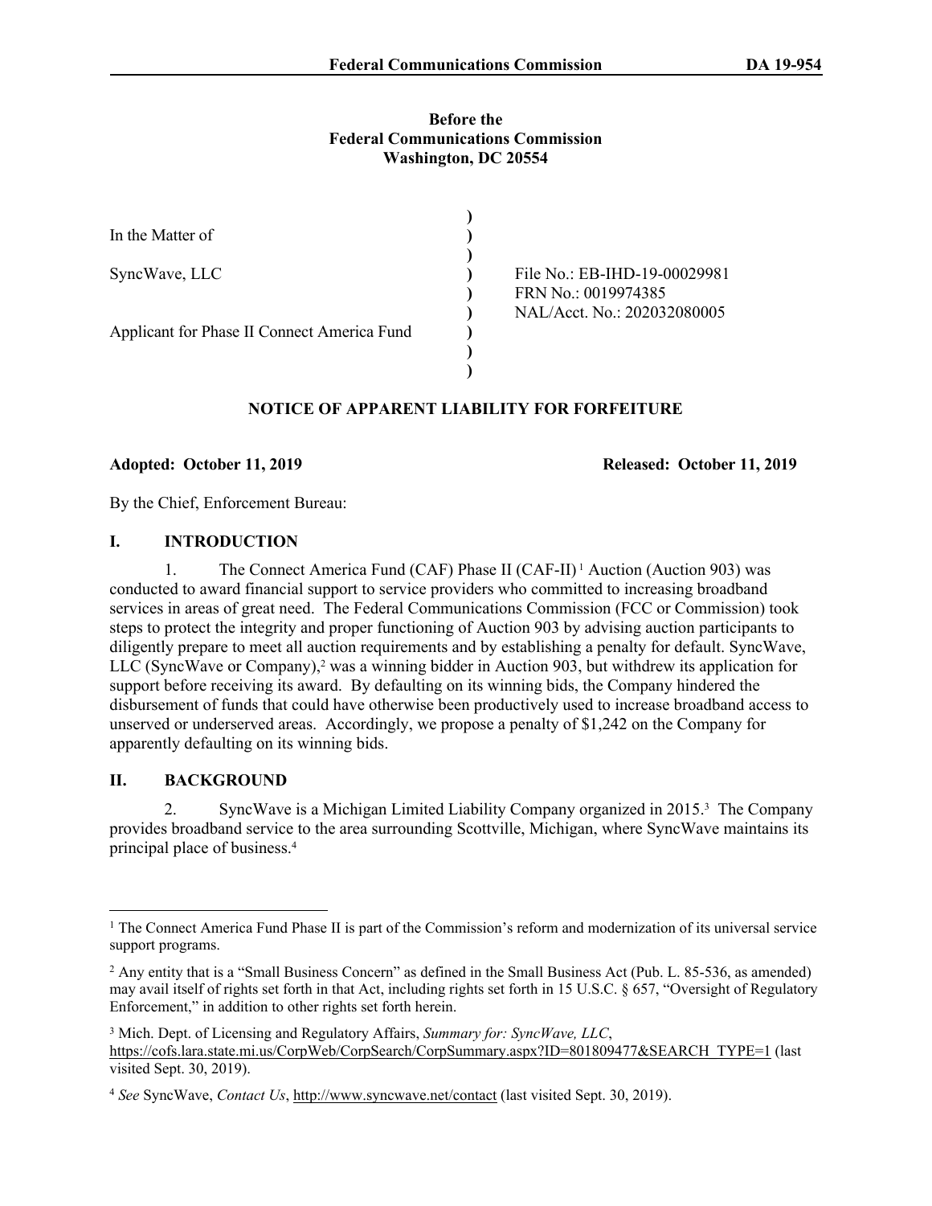Before the
Federal Communications Commission
Washington, DC 20554

| | | |
|---|---|---|
| In the Matter of | ) | |
| | ) | |
| SyncWave, LLC | ) | File No.: EB-IHD-19-00029981 |
| | ) | FRN No.: 0019974385 |
| | ) | NAL/Acct. No.: 202032080005 |
| Applicant for Phase II Connect America Fund | ) | |
| | ) | |

## NOTICE OF APPARENT LIABILITY FOR FORFEITURE

**Adopted: October 11, 2019** **Released: October 11, 2019**

By the Chief, Enforcement Bureau:

## I. INTRODUCTION

1. The Connect America Fund (CAF) Phase II (CAF-II)[1] Auction (Auction 903) was conducted to award financial support to service providers who committed to increasing broadband services in areas of great need. The Federal Communications Commission (FCC or Commission) took steps to protect the integrity and proper functioning of Auction 903 by advising auction participants to diligently prepare to meet all auction requirements and by establishing a penalty for default. SyncWave, LLC (SyncWave or Company),[2] was a winning bidder in Auction 903, but withdrew its application for support before receiving its award. By defaulting on its winning bids, the Company hindered the disbursement of funds that could have otherwise been productively used to increase broadband access to unserved or underserved areas. Accordingly, we propose a penalty of $1,242 on the Company for apparently defaulting on its winning bids.

## II. BACKGROUND

2. SyncWave is a Michigan Limited Liability Company organized in 2015.[3] The Company provides broadband service to the area surrounding Scottville, Michigan, where SyncWave maintains its principal place of business.[4]

---

[1] The Connect America Fund Phase II is part of the Commission's reform and modernization of its universal service support programs.

[2] Any entity that is a "Small Business Concern" as defined in the Small Business Act (Pub. L. 85-536, as amended) may avail itself of rights set forth in that Act, including rights set forth in 15 U.S.C. § 657, "Oversight of Regulatory Enforcement," in addition to other rights set forth herein.

[3] Mich. Dept. of Licensing and Regulatory Affairs, *Summary for: SyncWave, LLC*, https://cofs.lara.state.mi.us/CorpWeb/CorpSearch/CorpSummary.aspx?ID=801809477&SEARCH_TYPE=1 (last visited Sept. 30, 2019).

[4] *See* SyncWave, *Contact Us*, http://www.syncwave.net/contact (last visited Sept. 30, 2019).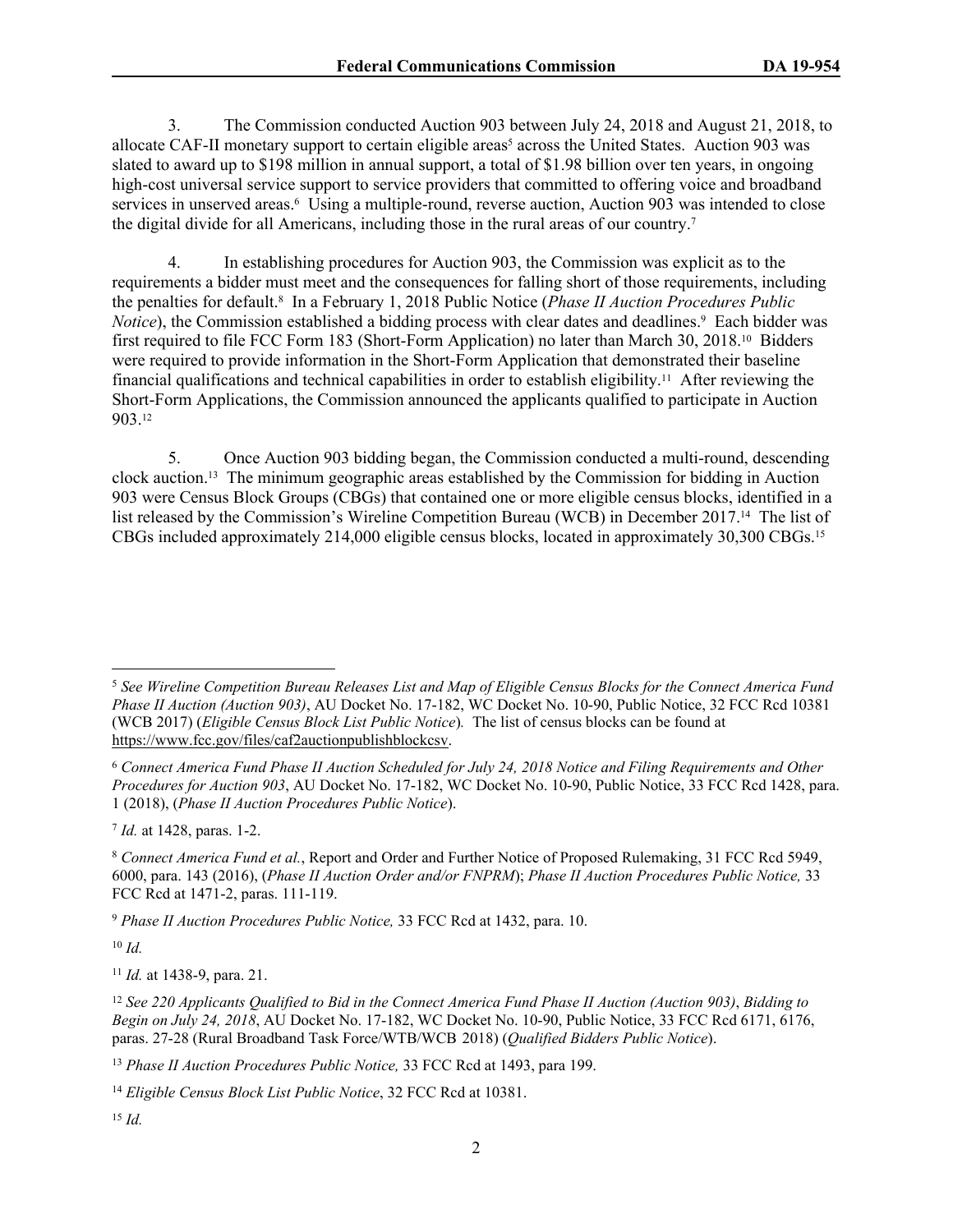3. The Commission conducted Auction 903 between July 24, 2018 and August 21, 2018, to allocate CAF-II monetary support to certain eligible areas[5] across the United States. Auction 903 was slated to award up to $198 million in annual support, a total of $1.98 billion over ten years, in ongoing high-cost universal service support to service providers that committed to offering voice and broadband services in unserved areas.[6] Using a multiple-round, reverse auction, Auction 903 was intended to close the digital divide for all Americans, including those in the rural areas of our country.[7]

4. In establishing procedures for Auction 903, the Commission was explicit as to the requirements a bidder must meet and the consequences for falling short of those requirements, including the penalties for default.[8] In a February 1, 2018 Public Notice (*Phase II Auction Procedures Public Notice*), the Commission established a bidding process with clear dates and deadlines.[9] Each bidder was first required to file FCC Form 183 (Short-Form Application) no later than March 30, 2018.[10] Bidders were required to provide information in the Short-Form Application that demonstrated their baseline financial qualifications and technical capabilities in order to establish eligibility.[11] After reviewing the Short-Form Applications, the Commission announced the applicants qualified to participate in Auction 903.[12]

5. Once Auction 903 bidding began, the Commission conducted a multi-round, descending clock auction.[13] The minimum geographic areas established by the Commission for bidding in Auction 903 were Census Block Groups (CBGs) that contained one or more eligible census blocks, identified in a list released by the Commission's Wireline Competition Bureau (WCB) in December 2017.[14] The list of CBGs included approximately 214,000 eligible census blocks, located in approximately 30,300 CBGs.[15]

---

[5] *See Wireline Competition Bureau Releases List and Map of Eligible Census Blocks for the Connect America Fund Phase II Auction (Auction 903)*, AU Docket No. 17-182, WC Docket No. 10-90, Public Notice, 32 FCC Rcd 10381 (WCB 2017) (*Eligible Census Block List Public Notice*). The list of census blocks can be found at https://www.fcc.gov/files/caf2auctionpublishblockcsv.

[6] *Connect America Fund Phase II Auction Scheduled for July 24, 2018 Notice and Filing Requirements and Other Procedures for Auction 903*, AU Docket No. 17-182, WC Docket No. 10-90, Public Notice, 33 FCC Rcd 1428, para. 1 (2018), (*Phase II Auction Procedures Public Notice*).

[7] *Id.* at 1428, paras. 1-2.

[8] *Connect America Fund et al.*, Report and Order and Further Notice of Proposed Rulemaking, 31 FCC Rcd 5949, 6000, para. 143 (2016), (*Phase II Auction Order and/or FNPRM*); *Phase II Auction Procedures Public Notice,* 33 FCC Rcd at 1471-2, paras. 111-119.

[9] *Phase II Auction Procedures Public Notice,* 33 FCC Rcd at 1432, para. 10.

[10] *Id.*

[11] *Id.* at 1438-9, para. 21.

[12] *See 220 Applicants Qualified to Bid in the Connect America Fund Phase II Auction (Auction 903)*, *Bidding to Begin on July 24, 2018*, AU Docket No. 17-182, WC Docket No. 10-90, Public Notice, 33 FCC Rcd 6171, 6176, paras. 27-28 (Rural Broadband Task Force/WTB/WCB 2018) (*Qualified Bidders Public Notice*).

[13] *Phase II Auction Procedures Public Notice,* 33 FCC Rcd at 1493, para 199.

[14] *Eligible Census Block List Public Notice*, 32 FCC Rcd at 10381.

[15] *Id.*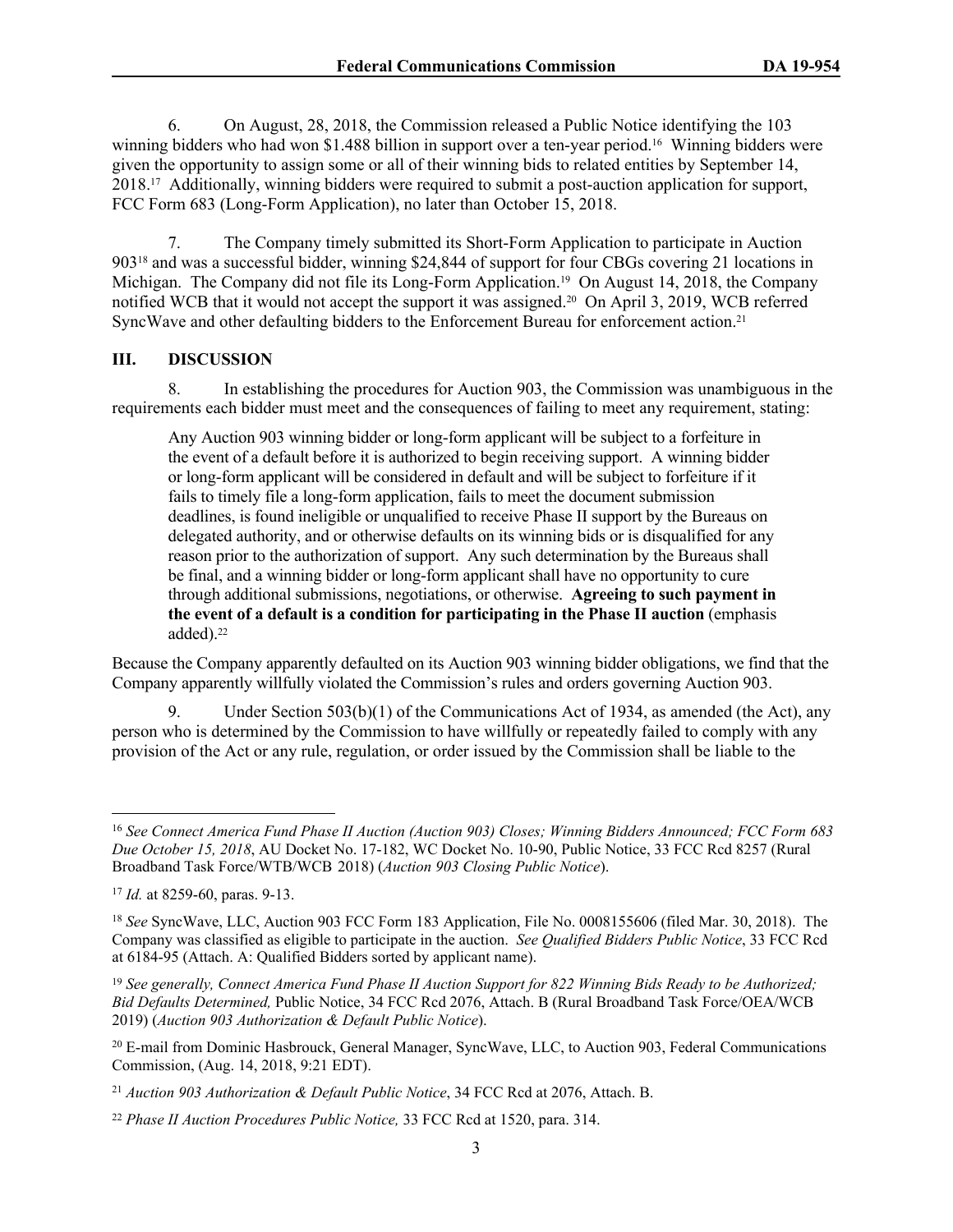6. On August, 28, 2018, the Commission released a Public Notice identifying the 103 winning bidders who had won $1.488 billion in support over a ten-year period.[16] Winning bidders were given the opportunity to assign some or all of their winning bids to related entities by September 14, 2018.[17] Additionally, winning bidders were required to submit a post-auction application for support, FCC Form 683 (Long-Form Application), no later than October 15, 2018.

7. The Company timely submitted its Short-Form Application to participate in Auction 903[18] and was a successful bidder, winning $24,844 of support for four CBGs covering 21 locations in Michigan. The Company did not file its Long-Form Application.[19] On August 14, 2018, the Company notified WCB that it would not accept the support it was assigned.[20] On April 3, 2019, WCB referred SyncWave and other defaulting bidders to the Enforcement Bureau for enforcement action.[21]

## III. DISCUSSION

8. In establishing the procedures for Auction 903, the Commission was unambiguous in the requirements each bidder must meet and the consequences of failing to meet any requirement, stating:

> Any Auction 903 winning bidder or long-form applicant will be subject to a forfeiture in the event of a default before it is authorized to begin receiving support. A winning bidder or long-form applicant will be considered in default and will be subject to forfeiture if it fails to timely file a long-form application, fails to meet the document submission deadlines, is found ineligible or unqualified to receive Phase II support by the Bureaus on delegated authority, and or otherwise defaults on its winning bids or is disqualified for any reason prior to the authorization of support. Any such determination by the Bureaus shall be final, and a winning bidder or long-form applicant shall have no opportunity to cure through additional submissions, negotiations, or otherwise. **Agreeing to such payment in the event of a default is a condition for participating in the Phase II auction** (emphasis added).[22]

Because the Company apparently defaulted on its Auction 903 winning bidder obligations, we find that the Company apparently willfully violated the Commission's rules and orders governing Auction 903.

9. Under Section 503(b)(1) of the Communications Act of 1934, as amended (the Act), any person who is determined by the Commission to have willfully or repeatedly failed to comply with any provision of the Act or any rule, regulation, or order issued by the Commission shall be liable to the

---

[16] *See Connect America Fund Phase II Auction (Auction 903) Closes; Winning Bidders Announced; FCC Form 683 Due October 15, 2018*, AU Docket No. 17-182, WC Docket No. 10-90, Public Notice, 33 FCC Rcd 8257 (Rural Broadband Task Force/WTB/WCB 2018) (*Auction 903 Closing Public Notice*).

[17] *Id.* at 8259-60, paras. 9-13.

[18] *See* SyncWave, LLC, Auction 903 FCC Form 183 Application, File No. 0008155606 (filed Mar. 30, 2018). The Company was classified as eligible to participate in the auction. *See Qualified Bidders Public Notice*, 33 FCC Rcd at 6184-95 (Attach. A: Qualified Bidders sorted by applicant name).

[19] *See generally, Connect America Fund Phase II Auction Support for 822 Winning Bids Ready to be Authorized; Bid Defaults Determined,* Public Notice, 34 FCC Rcd 2076, Attach. B (Rural Broadband Task Force/OEA/WCB 2019) (*Auction 903 Authorization & Default Public Notice*).

[20] E-mail from Dominic Hasbrouck, General Manager, SyncWave, LLC, to Auction 903, Federal Communications Commission, (Aug. 14, 2018, 9:21 EDT).

[21] *Auction 903 Authorization & Default Public Notice*, 34 FCC Rcd at 2076, Attach. B.

[22] *Phase II Auction Procedures Public Notice,* 33 FCC Rcd at 1520, para. 314.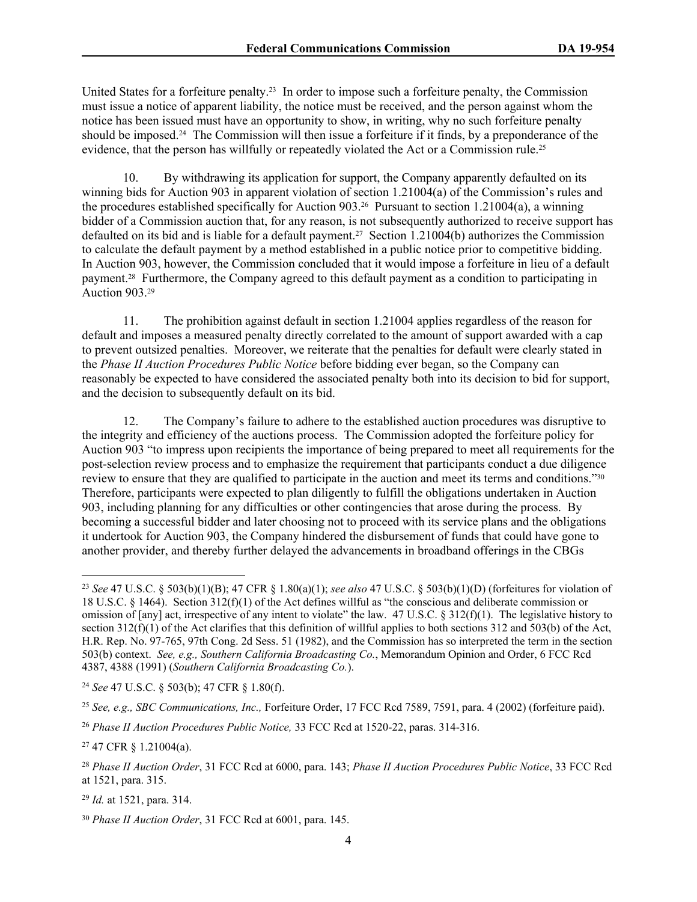United States for a forfeiture penalty.[23] In order to impose such a forfeiture penalty, the Commission must issue a notice of apparent liability, the notice must be received, and the person against whom the notice has been issued must have an opportunity to show, in writing, why no such forfeiture penalty should be imposed.[24] The Commission will then issue a forfeiture if it finds, by a preponderance of the evidence, that the person has willfully or repeatedly violated the Act or a Commission rule.[25]

10. By withdrawing its application for support, the Company apparently defaulted on its winning bids for Auction 903 in apparent violation of section 1.21004(a) of the Commission's rules and the procedures established specifically for Auction 903.[26] Pursuant to section 1.21004(a), a winning bidder of a Commission auction that, for any reason, is not subsequently authorized to receive support has defaulted on its bid and is liable for a default payment.[27] Section 1.21004(b) authorizes the Commission to calculate the default payment by a method established in a public notice prior to competitive bidding. In Auction 903, however, the Commission concluded that it would impose a forfeiture in lieu of a default payment.[28] Furthermore, the Company agreed to this default payment as a condition to participating in Auction 903.[29]

11. The prohibition against default in section 1.21004 applies regardless of the reason for default and imposes a measured penalty directly correlated to the amount of support awarded with a cap to prevent outsized penalties. Moreover, we reiterate that the penalties for default were clearly stated in the *Phase II Auction Procedures Public Notice* before bidding ever began, so the Company can reasonably be expected to have considered the associated penalty both into its decision to bid for support, and the decision to subsequently default on its bid.

12. The Company's failure to adhere to the established auction procedures was disruptive to the integrity and efficiency of the auctions process. The Commission adopted the forfeiture policy for Auction 903 "to impress upon recipients the importance of being prepared to meet all requirements for the post-selection review process and to emphasize the requirement that participants conduct a due diligence review to ensure that they are qualified to participate in the auction and meet its terms and conditions."[30] Therefore, participants were expected to plan diligently to fulfill the obligations undertaken in Auction 903, including planning for any difficulties or other contingencies that arose during the process. By becoming a successful bidder and later choosing not to proceed with its service plans and the obligations it undertook for Auction 903, the Company hindered the disbursement of funds that could have gone to another provider, and thereby further delayed the advancements in broadband offerings in the CBGs

---

[23] *See* 47 U.S.C. § 503(b)(1)(B); 47 CFR § 1.80(a)(1); *see also* 47 U.S.C. § 503(b)(1)(D) (forfeitures for violation of 18 U.S.C. § 1464). Section 312(f)(1) of the Act defines willful as "the conscious and deliberate commission or omission of [any] act, irrespective of any intent to violate" the law. 47 U.S.C. § 312(f)(1). The legislative history to section 312(f)(1) of the Act clarifies that this definition of willful applies to both sections 312 and 503(b) of the Act, H.R. Rep. No. 97-765, 97th Cong. 2d Sess. 51 (1982), and the Commission has so interpreted the term in the section 503(b) context. *See, e.g., Southern California Broadcasting Co.*, Memorandum Opinion and Order, 6 FCC Rcd 4387, 4388 (1991) (*Southern California Broadcasting Co.*).

[24] *See* 47 U.S.C. § 503(b); 47 CFR § 1.80(f).

[25] *See, e.g., SBC Communications, Inc.,* Forfeiture Order, 17 FCC Rcd 7589, 7591, para. 4 (2002) (forfeiture paid).

[26] *Phase II Auction Procedures Public Notice,* 33 FCC Rcd at 1520-22, paras. 314-316.

[27] 47 CFR § 1.21004(a).

[28] *Phase II Auction Order*, 31 FCC Rcd at 6000, para. 143; *Phase II Auction Procedures Public Notice*, 33 FCC Rcd at 1521, para. 315.

[29] *Id.* at 1521, para. 314.

[30] *Phase II Auction Order*, 31 FCC Rcd at 6001, para. 145.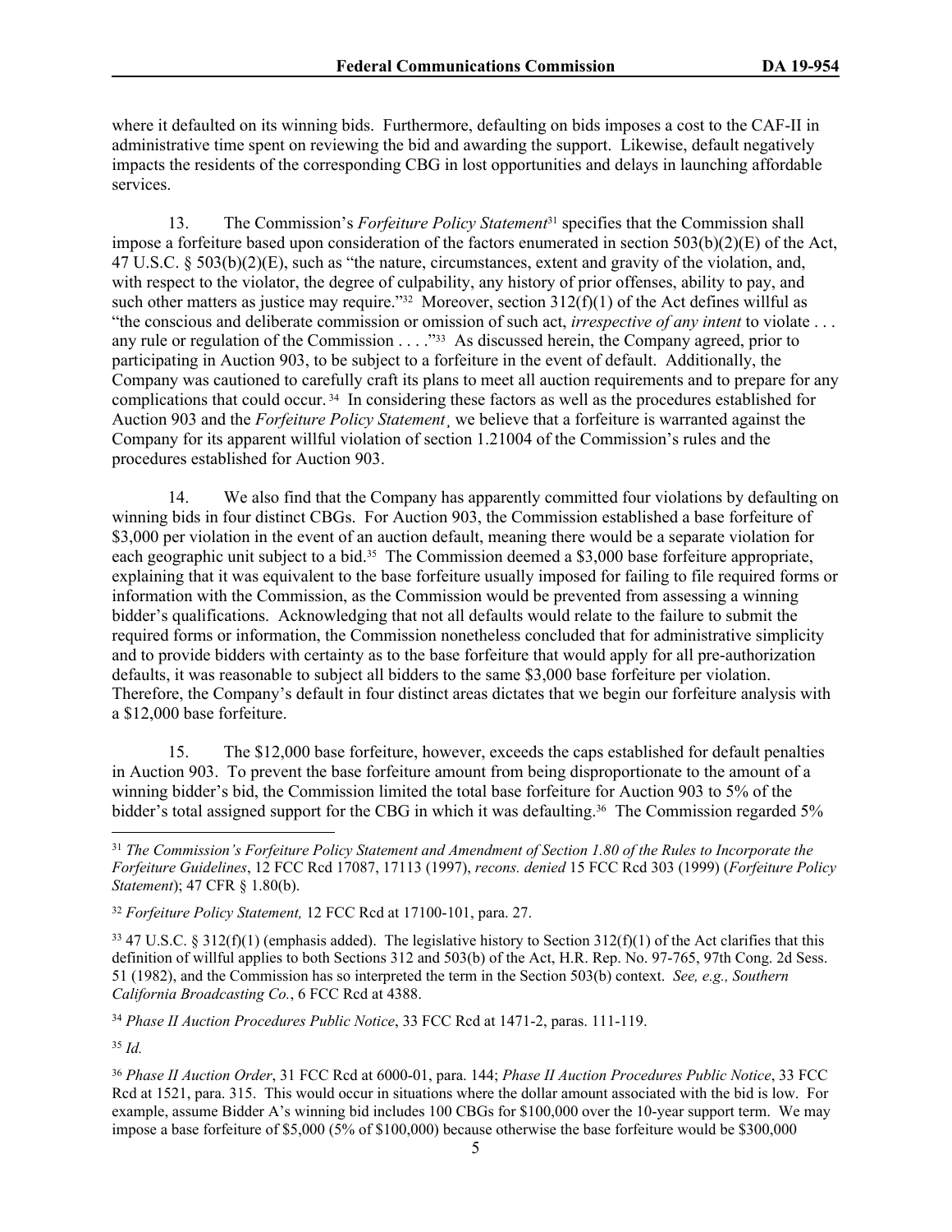where it defaulted on its winning bids. Furthermore, defaulting on bids imposes a cost to the CAF-II in administrative time spent on reviewing the bid and awarding the support. Likewise, default negatively impacts the residents of the corresponding CBG in lost opportunities and delays in launching affordable services.

13. The Commission's *Forfeiture Policy Statement*[31] specifies that the Commission shall impose a forfeiture based upon consideration of the factors enumerated in section 503(b)(2)(E) of the Act, 47 U.S.C. § 503(b)(2)(E), such as "the nature, circumstances, extent and gravity of the violation, and, with respect to the violator, the degree of culpability, any history of prior offenses, ability to pay, and such other matters as justice may require."[32] Moreover, section 312(f)(1) of the Act defines willful as "the conscious and deliberate commission or omission of such act, *irrespective of any intent* to violate . . . any rule or regulation of the Commission . . . ."[33] As discussed herein, the Company agreed, prior to participating in Auction 903, to be subject to a forfeiture in the event of default. Additionally, the Company was cautioned to carefully craft its plans to meet all auction requirements and to prepare for any complications that could occur.[34] In considering these factors as well as the procedures established for Auction 903 and the *Forfeiture Policy Statement*¸ we believe that a forfeiture is warranted against the Company for its apparent willful violation of section 1.21004 of the Commission's rules and the procedures established for Auction 903.

14. We also find that the Company has apparently committed four violations by defaulting on winning bids in four distinct CBGs. For Auction 903, the Commission established a base forfeiture of \$3,000 per violation in the event of an auction default, meaning there would be a separate violation for each geographic unit subject to a bid.[35] The Commission deemed a \$3,000 base forfeiture appropriate, explaining that it was equivalent to the base forfeiture usually imposed for failing to file required forms or information with the Commission, as the Commission would be prevented from assessing a winning bidder's qualifications. Acknowledging that not all defaults would relate to the failure to submit the required forms or information, the Commission nonetheless concluded that for administrative simplicity and to provide bidders with certainty as to the base forfeiture that would apply for all pre-authorization defaults, it was reasonable to subject all bidders to the same \$3,000 base forfeiture per violation. Therefore, the Company's default in four distinct areas dictates that we begin our forfeiture analysis with a \$12,000 base forfeiture.

15. The \$12,000 base forfeiture, however, exceeds the caps established for default penalties in Auction 903. To prevent the base forfeiture amount from being disproportionate to the amount of a winning bidder's bid, the Commission limited the total base forfeiture for Auction 903 to 5% of the bidder's total assigned support for the CBG in which it was defaulting.[36] The Commission regarded 5%

---

[31] *The Commission's Forfeiture Policy Statement and Amendment of Section 1.80 of the Rules to Incorporate the Forfeiture Guidelines*, 12 FCC Rcd 17087, 17113 (1997), *recons. denied* 15 FCC Rcd 303 (1999) (*Forfeiture Policy Statement*); 47 CFR § 1.80(b).

[32] *Forfeiture Policy Statement,* 12 FCC Rcd at 17100-101, para. 27.

[33] 47 U.S.C. § 312(f)(1) (emphasis added). The legislative history to Section 312(f)(1) of the Act clarifies that this definition of willful applies to both Sections 312 and 503(b) of the Act, H.R. Rep. No. 97-765, 97th Cong. 2d Sess. 51 (1982), and the Commission has so interpreted the term in the Section 503(b) context. *See, e.g., Southern California Broadcasting Co.*, 6 FCC Rcd at 4388.

[34] *Phase II Auction Procedures Public Notice*, 33 FCC Rcd at 1471-2, paras. 111-119.

[35] *Id.*

[36] *Phase II Auction Order*, 31 FCC Rcd at 6000-01, para. 144; *Phase II Auction Procedures Public Notice*, 33 FCC Rcd at 1521, para. 315. This would occur in situations where the dollar amount associated with the bid is low. For example, assume Bidder A's winning bid includes 100 CBGs for \$100,000 over the 10-year support term. We may impose a base forfeiture of \$5,000 (5% of \$100,000) because otherwise the base forfeiture would be \$300,000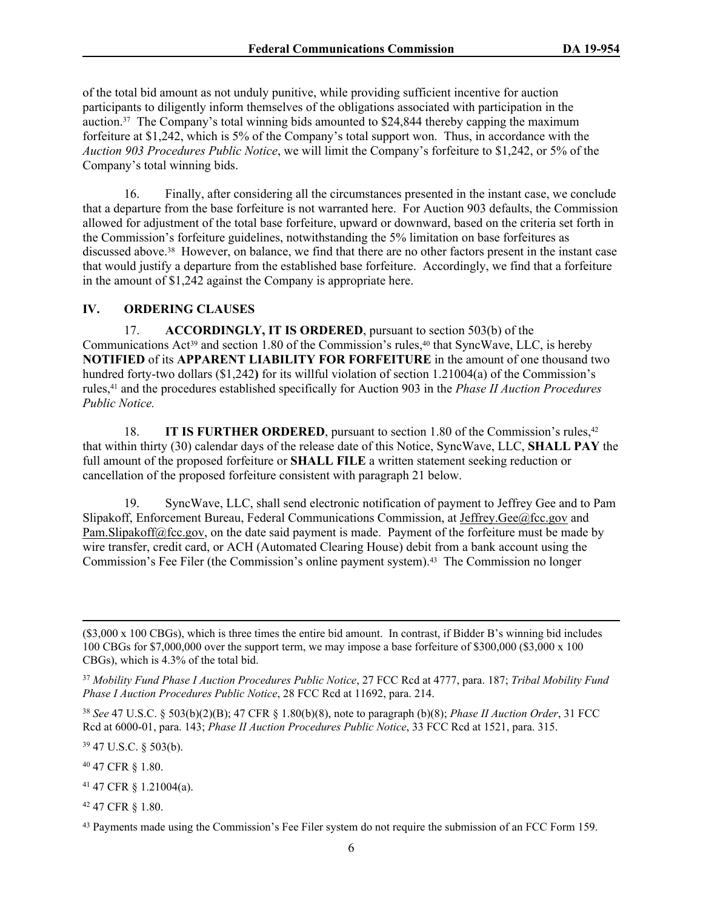of the total bid amount as not unduly punitive, while providing sufficient incentive for auction participants to diligently inform themselves of the obligations associated with participation in the auction.[37] The Company's total winning bids amounted to $24,844 thereby capping the maximum forfeiture at $1,242, which is 5% of the Company's total support won. Thus, in accordance with the *Auction 903 Procedures Public Notice*, we will limit the Company's forfeiture to $1,242, or 5% of the Company's total winning bids.

16. Finally, after considering all the circumstances presented in the instant case, we conclude that a departure from the base forfeiture is not warranted here. For Auction 903 defaults, the Commission allowed for adjustment of the total base forfeiture, upward or downward, based on the criteria set forth in the Commission's forfeiture guidelines, notwithstanding the 5% limitation on base forfeitures as discussed above.[38] However, on balance, we find that there are no other factors present in the instant case that would justify a departure from the established base forfeiture. Accordingly, we find that a forfeiture in the amount of $1,242 against the Company is appropriate here.

## IV. ORDERING CLAUSES

17. **ACCORDINGLY, IT IS ORDERED**, pursuant to section 503(b) of the Communications Act[39] and section 1.80 of the Commission's rules,[40] that SyncWave, LLC, is hereby **NOTIFIED** of its **APPARENT LIABILITY FOR FORFEITURE** in the amount of one thousand two hundred forty-two dollars ($1,242**)** for its willful violation of section 1.21004(a) of the Commission's rules,[41] and the procedures established specifically for Auction 903 in the *Phase II Auction Procedures Public Notice.*

18. **IT IS FURTHER ORDERED**, pursuant to section 1.80 of the Commission's rules,[42] that within thirty (30) calendar days of the release date of this Notice, SyncWave, LLC, **SHALL PAY** the full amount of the proposed forfeiture or **SHALL FILE** a written statement seeking reduction or cancellation of the proposed forfeiture consistent with paragraph 21 below.

19. SyncWave, LLC, shall send electronic notification of payment to Jeffrey Gee and to Pam Slipakoff, Enforcement Bureau, Federal Communications Commission, at Jeffrey.Gee@fcc.gov and Pam.Slipakoff@fcc.gov, on the date said payment is made. Payment of the forfeiture must be made by wire transfer, credit card, or ACH (Automated Clearing House) debit from a bank account using the Commission's Fee Filer (the Commission's online payment system).[43] The Commission no longer

---

($3,000 x 100 CBGs), which is three times the entire bid amount. In contrast, if Bidder B's winning bid includes 100 CBGs for $7,000,000 over the support term, we may impose a base forfeiture of $300,000 ($3,000 x 100 CBGs), which is 4.3% of the total bid.

[37] *Mobility Fund Phase I Auction Procedures Public Notice*, 27 FCC Rcd at 4777, para. 187; *Tribal Mobility Fund Phase I Auction Procedures Public Notice*, 28 FCC Rcd at 11692, para. 214.

[38] *See* 47 U.S.C. § 503(b)(2)(B); 47 CFR § 1.80(b)(8), note to paragraph (b)(8); *Phase II Auction Order*, 31 FCC Rcd at 6000-01, para. 143; *Phase II Auction Procedures Public Notice*, 33 FCC Rcd at 1521, para. 315.

[39] 47 U.S.C. § 503(b).

[40] 47 CFR § 1.80.

[41] 47 CFR § 1.21004(a).

[42] 47 CFR § 1.80.

[43] Payments made using the Commission's Fee Filer system do not require the submission of an FCC Form 159.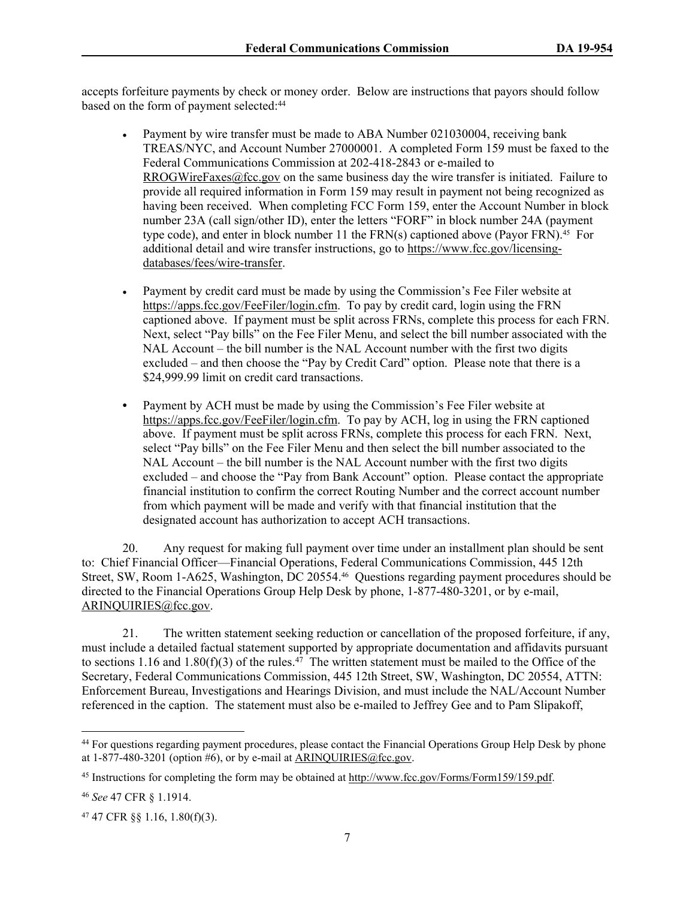accepts forfeiture payments by check or money order. Below are instructions that payors should follow based on the form of payment selected:[44]

- Payment by wire transfer must be made to ABA Number 021030004, receiving bank TREAS/NYC, and Account Number 27000001. A completed Form 159 must be faxed to the Federal Communications Commission at 202-418-2843 or e-mailed to RROGWireFaxes@fcc.gov on the same business day the wire transfer is initiated. Failure to provide all required information in Form 159 may result in payment not being recognized as having been received. When completing FCC Form 159, enter the Account Number in block number 23A (call sign/other ID), enter the letters "FORF" in block number 24A (payment type code), and enter in block number 11 the FRN(s) captioned above (Payor FRN).[45] For additional detail and wire transfer instructions, go to https://www.fcc.gov/licensing-databases/fees/wire-transfer.

- Payment by credit card must be made by using the Commission's Fee Filer website at https://apps.fcc.gov/FeeFiler/login.cfm. To pay by credit card, login using the FRN captioned above. If payment must be split across FRNs, complete this process for each FRN. Next, select "Pay bills" on the Fee Filer Menu, and select the bill number associated with the NAL Account – the bill number is the NAL Account number with the first two digits excluded – and then choose the "Pay by Credit Card" option. Please note that there is a $24,999.99 limit on credit card transactions.

- Payment by ACH must be made by using the Commission's Fee Filer website at https://apps.fcc.gov/FeeFiler/login.cfm. To pay by ACH, log in using the FRN captioned above. If payment must be split across FRNs, complete this process for each FRN. Next, select "Pay bills" on the Fee Filer Menu and then select the bill number associated to the NAL Account – the bill number is the NAL Account number with the first two digits excluded – and choose the "Pay from Bank Account" option. Please contact the appropriate financial institution to confirm the correct Routing Number and the correct account number from which payment will be made and verify with that financial institution that the designated account has authorization to accept ACH transactions.

20. Any request for making full payment over time under an installment plan should be sent to: Chief Financial Officer—Financial Operations, Federal Communications Commission, 445 12th Street, SW, Room 1-A625, Washington, DC 20554.[46] Questions regarding payment procedures should be directed to the Financial Operations Group Help Desk by phone, 1-877-480-3201, or by e-mail, ARINQUIRIES@fcc.gov.

21. The written statement seeking reduction or cancellation of the proposed forfeiture, if any, must include a detailed factual statement supported by appropriate documentation and affidavits pursuant to sections 1.16 and 1.80(f)(3) of the rules.[47] The written statement must be mailed to the Office of the Secretary, Federal Communications Commission, 445 12th Street, SW, Washington, DC 20554, ATTN: Enforcement Bureau, Investigations and Hearings Division, and must include the NAL/Account Number referenced in the caption. The statement must also be e-mailed to Jeffrey Gee and to Pam Slipakoff,

---

[44] For questions regarding payment procedures, please contact the Financial Operations Group Help Desk by phone at 1-877-480-3201 (option #6), or by e-mail at ARINQUIRIES@fcc.gov.

[45] Instructions for completing the form may be obtained at http://www.fcc.gov/Forms/Form159/159.pdf.

[46] *See* 47 CFR § 1.1914.

[47] 47 CFR §§ 1.16, 1.80(f)(3).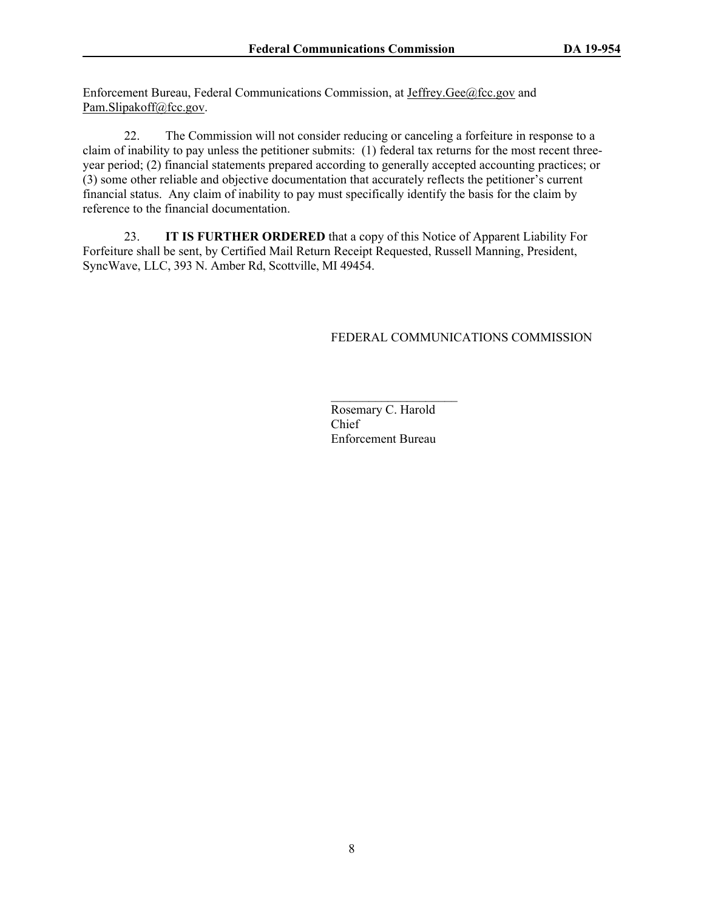Enforcement Bureau, Federal Communications Commission, at Jeffrey.Gee@fcc.gov and Pam.Slipakoff@fcc.gov.

22. The Commission will not consider reducing or canceling a forfeiture in response to a claim of inability to pay unless the petitioner submits: (1) federal tax returns for the most recent three-year period; (2) financial statements prepared according to generally accepted accounting practices; or (3) some other reliable and objective documentation that accurately reflects the petitioner's current financial status. Any claim of inability to pay must specifically identify the basis for the claim by reference to the financial documentation.

23. **IT IS FURTHER ORDERED** that a copy of this Notice of Apparent Liability For Forfeiture shall be sent, by Certified Mail Return Receipt Requested, Russell Manning, President, SyncWave, LLC, 393 N. Amber Rd, Scottville, MI 49454.

FEDERAL COMMUNICATIONS COMMISSION

\_\_\_\_\_\_\_\_\_\_\_\_\_\_\_\_\_\_\_\_\_

Rosemary C. Harold
Chief
Enforcement Bureau